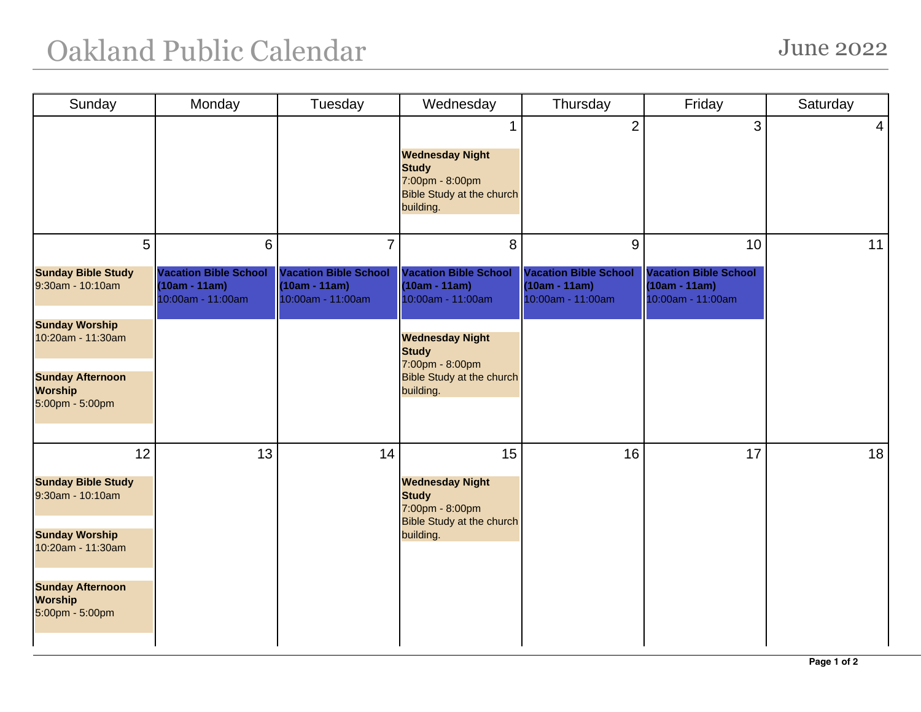# Oakland Public Calendar

June 2022

| Sunday | Monday | Tuesday | Wednesday | Thursday | Friday | Saturday |
| --- | --- | --- | --- | --- | --- | --- |
| | | | 1<br>**Wednesday Night Study**<br>7:00pm - 8:00pm<br>Bible Study at the church building. | 2 | 3 | 4 |
| 5<br>**Sunday Bible Study**<br>9:30am - 10:10am<br>**Sunday Worship**<br>10:20am - 11:30am<br>**Sunday Afternoon Worship**<br>5:00pm - 5:00pm | 6<br>**Vacation Bible School (10am - 11am)**<br>10:00am - 11:00am | 7<br>**Vacation Bible School (10am - 11am)**<br>10:00am - 11:00am | 8<br>**Vacation Bible School (10am - 11am)**<br>10:00am - 11:00am<br>**Wednesday Night Study**<br>7:00pm - 8:00pm<br>Bible Study at the church building. | 9<br>**Vacation Bible School (10am - 11am)**<br>10:00am - 11:00am | 10<br>**Vacation Bible School (10am - 11am)**<br>10:00am - 11:00am | 11 |
| 12<br>**Sunday Bible Study**<br>9:30am - 10:10am<br>**Sunday Worship**<br>10:20am - 11:30am<br>**Sunday Afternoon Worship**<br>5:00pm - 5:00pm | 13 | 14 | 15<br>**Wednesday Night Study**<br>7:00pm - 8:00pm<br>Bible Study at the church building. | 16 | 17 | 18 |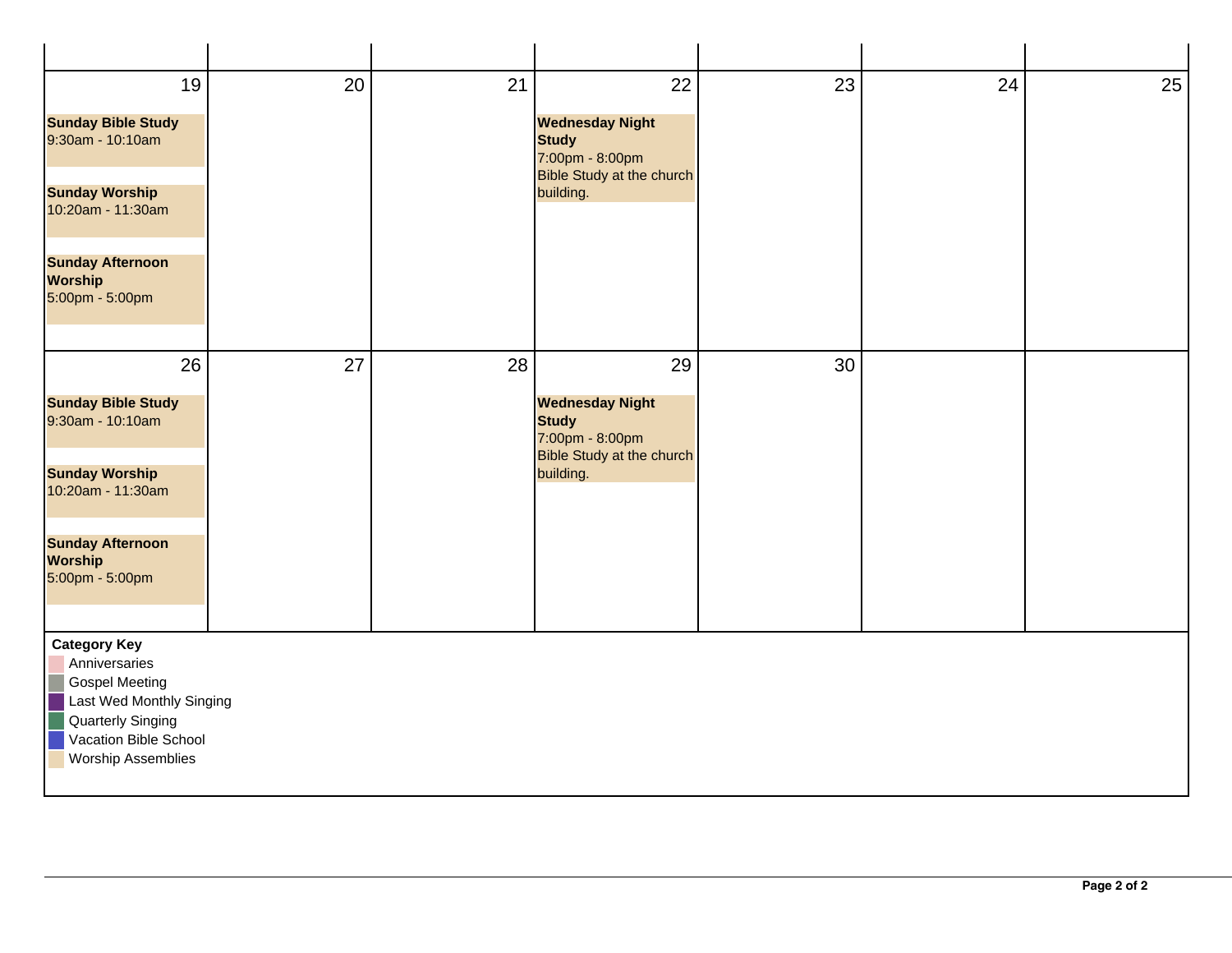| | | | | | | |
|---|---|---|---|---|---|---|
| 19<br><br>**Sunday Bible Study**<br>9:30am - 10:10am<br><br>**Sunday Worship**<br>10:20am - 11:30am<br><br>**Sunday Afternoon Worship**<br>5:00pm - 5:00pm | 20 | 21 | 22<br><br>**Wednesday Night Study**<br>7:00pm - 8:00pm<br>Bible Study at the church building. | 23 | 24 | 25 |
| 26<br><br>**Sunday Bible Study**<br>9:30am - 10:10am<br><br>**Sunday Worship**<br>10:20am - 11:30am<br><br>**Sunday Afternoon Worship**<br>5:00pm - 5:00pm | 27 | 28 | 29<br><br>**Wednesday Night Study**<br>7:00pm - 8:00pm<br>Bible Study at the church building. | 30 | | |

**Category Key**

- Anniversaries
- Gospel Meeting
- Last Wed Monthly Singing
- Quarterly Singing
- Vacation Bible School
- Worship Assemblies